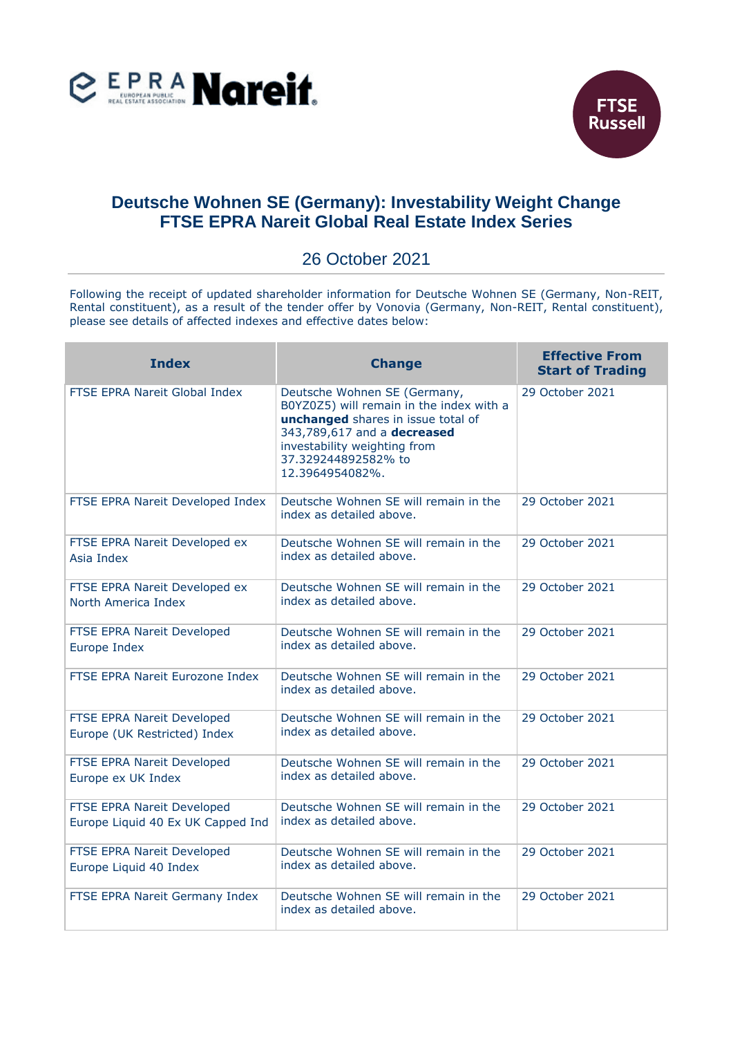# Deutsche Wohnen SE (Germany): Investability Weight Change
# FTSE EPRA Nareit Global Real Estate Index Series

26 October 2021

Following the receipt of updated shareholder information for Deutsche Wohnen SE (Germany, Non-REIT, Rental constituent), as a result of the tender offer by Vonovia (Germany, Non-REIT, Rental constituent), please see details of affected indexes and effective dates below:

| Index | Change | Effective From Start of Trading |
|---|---|---|
| FTSE EPRA Nareit Global Index | Deutsche Wohnen SE (Germany, B0YZ0Z5) will remain in the index with a **unchanged** shares in issue total of 343,789,617 and a **decreased** investability weighting from 37.329244892582% to 12.3964954082%. | 29 October 2021 |
| FTSE EPRA Nareit Developed Index | Deutsche Wohnen SE will remain in the index as detailed above. | 29 October 2021 |
| FTSE EPRA Nareit Developed ex Asia Index | Deutsche Wohnen SE will remain in the index as detailed above. | 29 October 2021 |
| FTSE EPRA Nareit Developed ex North America Index | Deutsche Wohnen SE will remain in the index as detailed above. | 29 October 2021 |
| FTSE EPRA Nareit Developed Europe Index | Deutsche Wohnen SE will remain in the index as detailed above. | 29 October 2021 |
| FTSE EPRA Nareit Eurozone Index | Deutsche Wohnen SE will remain in the index as detailed above. | 29 October 2021 |
| FTSE EPRA Nareit Developed Europe (UK Restricted) Index | Deutsche Wohnen SE will remain in the index as detailed above. | 29 October 2021 |
| FTSE EPRA Nareit Developed Europe ex UK Index | Deutsche Wohnen SE will remain in the index as detailed above. | 29 October 2021 |
| FTSE EPRA Nareit Developed Europe Liquid 40 Ex UK Capped Ind | Deutsche Wohnen SE will remain in the index as detailed above. | 29 October 2021 |
| FTSE EPRA Nareit Developed Europe Liquid 40 Index | Deutsche Wohnen SE will remain in the index as detailed above. | 29 October 2021 |
| FTSE EPRA Nareit Germany Index | Deutsche Wohnen SE will remain in the index as detailed above. | 29 October 2021 |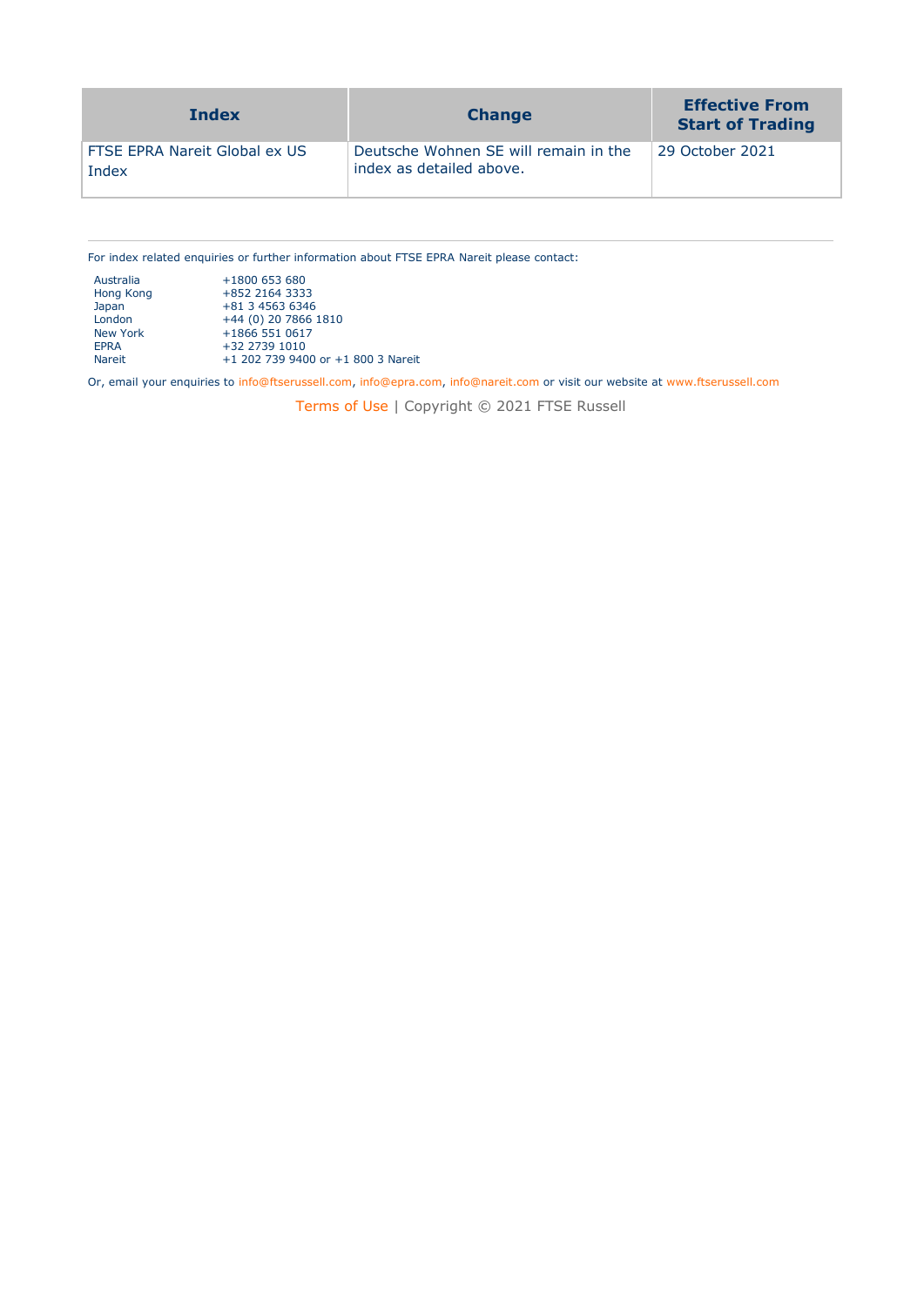| Index | Change | Effective From Start of Trading |
| --- | --- | --- |
| FTSE EPRA Nareit Global ex US Index | Deutsche Wohnen SE will remain in the index as detailed above. | 29 October 2021 |

---

For index related enquiries or further information about FTSE EPRA Nareit please contact:

| | |
| --- | --- |
| Australia | +1800 653 680 |
| Hong Kong | +852 2164 3333 |
| Japan | +81 3 4563 6346 |
| London | +44 (0) 20 7866 1810 |
| New York | +1866 551 0617 |
| EPRA | +32 2739 1010 |
| Nareit | +1 202 739 9400 or +1 800 3 Nareit |

Or, email your enquiries to info@ftserussell.com, info@epra.com, info@nareit.com or visit our website at www.ftserussell.com

Terms of Use | Copyright © 2021 FTSE Russell